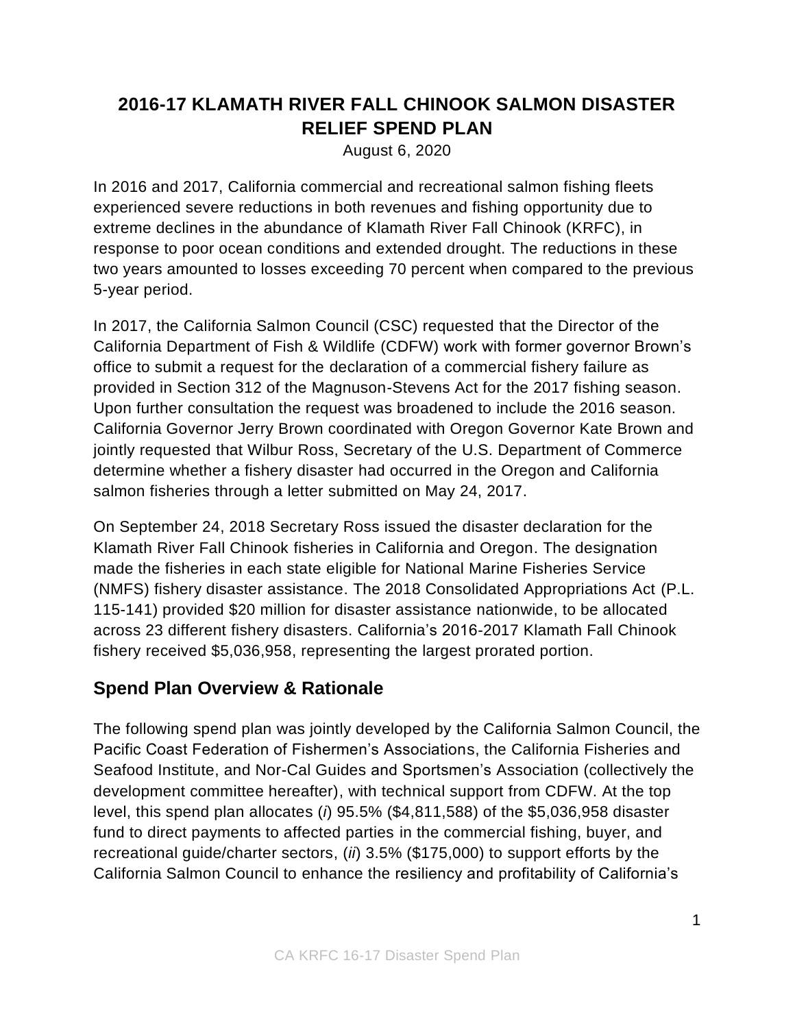# 2016-17 KLAMATH RIVER FALL CHINOOK SALMON DISASTER RELIEF SPEND PLAN

August 6, 2020

In 2016 and 2017, California commercial and recreational salmon fishing fleets experienced severe reductions in both revenues and fishing opportunity due to extreme declines in the abundance of Klamath River Fall Chinook (KRFC), in response to poor ocean conditions and extended drought. The reductions in these two years amounted to losses exceeding 70 percent when compared to the previous 5-year period.

In 2017, the California Salmon Council (CSC) requested that the Director of the California Department of Fish & Wildlife (CDFW) work with former governor Brown's office to submit a request for the declaration of a commercial fishery failure as provided in Section 312 of the Magnuson-Stevens Act for the 2017 fishing season. Upon further consultation the request was broadened to include the 2016 season. California Governor Jerry Brown coordinated with Oregon Governor Kate Brown and jointly requested that Wilbur Ross, Secretary of the U.S. Department of Commerce determine whether a fishery disaster had occurred in the Oregon and California salmon fisheries through a letter submitted on May 24, 2017.

On September 24, 2018 Secretary Ross issued the disaster declaration for the Klamath River Fall Chinook fisheries in California and Oregon. The designation made the fisheries in each state eligible for National Marine Fisheries Service (NMFS) fishery disaster assistance. The 2018 Consolidated Appropriations Act (P.L. 115-141) provided $20 million for disaster assistance nationwide, to be allocated across 23 different fishery disasters. California's 2016-2017 Klamath Fall Chinook fishery received $5,036,958, representing the largest prorated portion.

## Spend Plan Overview & Rationale

The following spend plan was jointly developed by the California Salmon Council, the Pacific Coast Federation of Fishermen's Associations, the California Fisheries and Seafood Institute, and Nor-Cal Guides and Sportsmen's Association (collectively the development committee hereafter), with technical support from CDFW. At the top level, this spend plan allocates (*i*) 95.5% ($4,811,588) of the $5,036,958 disaster fund to direct payments to affected parties in the commercial fishing, buyer, and recreational guide/charter sectors, (*ii*) 3.5% ($175,000) to support efforts by the California Salmon Council to enhance the resiliency and profitability of California's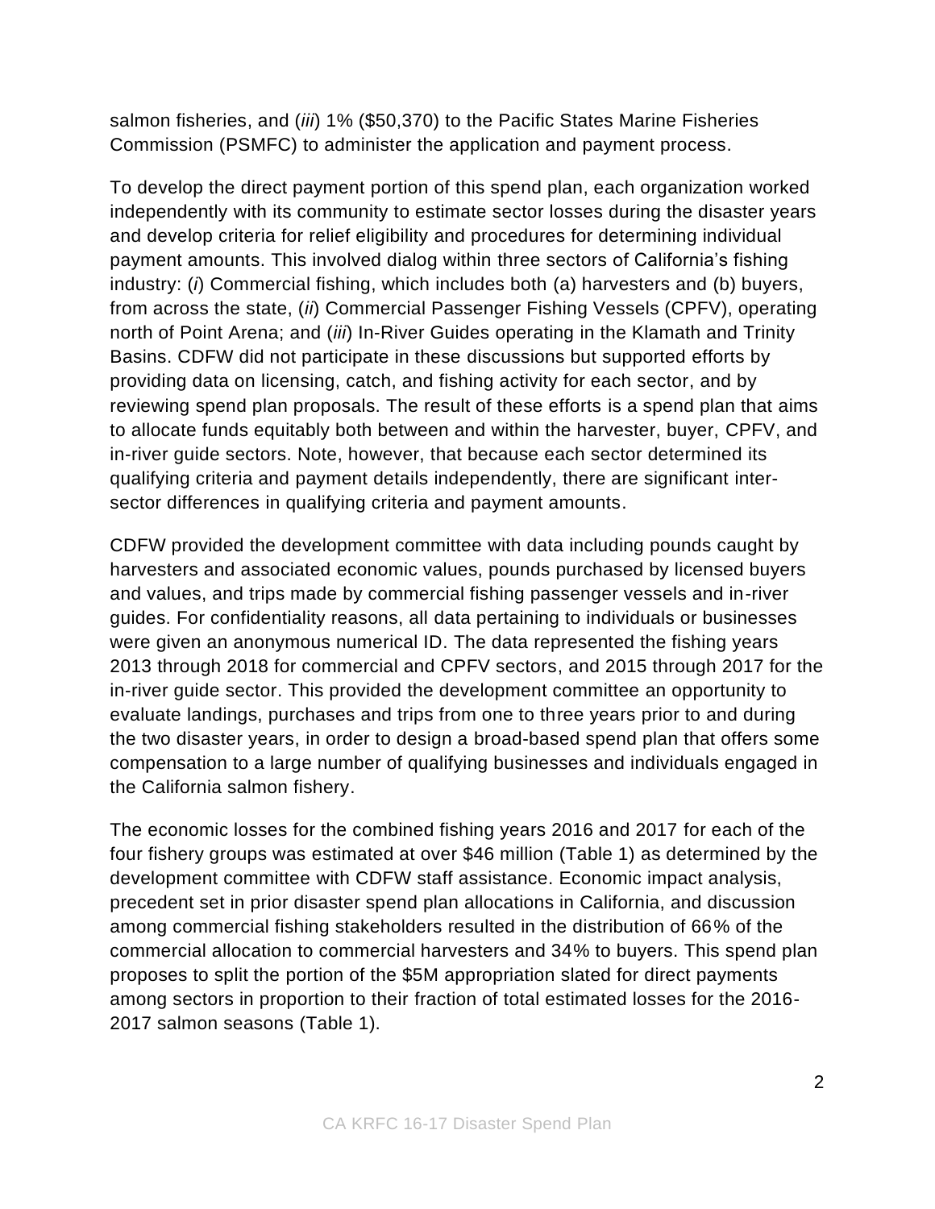salmon fisheries, and (*iii*) 1% ($50,370) to the Pacific States Marine Fisheries Commission (PSMFC) to administer the application and payment process.

To develop the direct payment portion of this spend plan, each organization worked independently with its community to estimate sector losses during the disaster years and develop criteria for relief eligibility and procedures for determining individual payment amounts. This involved dialog within three sectors of California's fishing industry: (*i*) Commercial fishing, which includes both (a) harvesters and (b) buyers, from across the state, (*ii*) Commercial Passenger Fishing Vessels (CPFV), operating north of Point Arena; and (*iii*) In-River Guides operating in the Klamath and Trinity Basins. CDFW did not participate in these discussions but supported efforts by providing data on licensing, catch, and fishing activity for each sector, and by reviewing spend plan proposals. The result of these efforts is a spend plan that aims to allocate funds equitably both between and within the harvester, buyer, CPFV, and in-river guide sectors. Note, however, that because each sector determined its qualifying criteria and payment details independently, there are significant inter-sector differences in qualifying criteria and payment amounts.

CDFW provided the development committee with data including pounds caught by harvesters and associated economic values, pounds purchased by licensed buyers and values, and trips made by commercial fishing passenger vessels and in-river guides. For confidentiality reasons, all data pertaining to individuals or businesses were given an anonymous numerical ID. The data represented the fishing years 2013 through 2018 for commercial and CPFV sectors, and 2015 through 2017 for the in-river guide sector. This provided the development committee an opportunity to evaluate landings, purchases and trips from one to three years prior to and during the two disaster years, in order to design a broad-based spend plan that offers some compensation to a large number of qualifying businesses and individuals engaged in the California salmon fishery.

The economic losses for the combined fishing years 2016 and 2017 for each of the four fishery groups was estimated at over $46 million (Table 1) as determined by the development committee with CDFW staff assistance. Economic impact analysis, precedent set in prior disaster spend plan allocations in California, and discussion among commercial fishing stakeholders resulted in the distribution of 66% of the commercial allocation to commercial harvesters and 34% to buyers. This spend plan proposes to split the portion of the $5M appropriation slated for direct payments among sectors in proportion to their fraction of total estimated losses for the 2016-2017 salmon seasons (Table 1).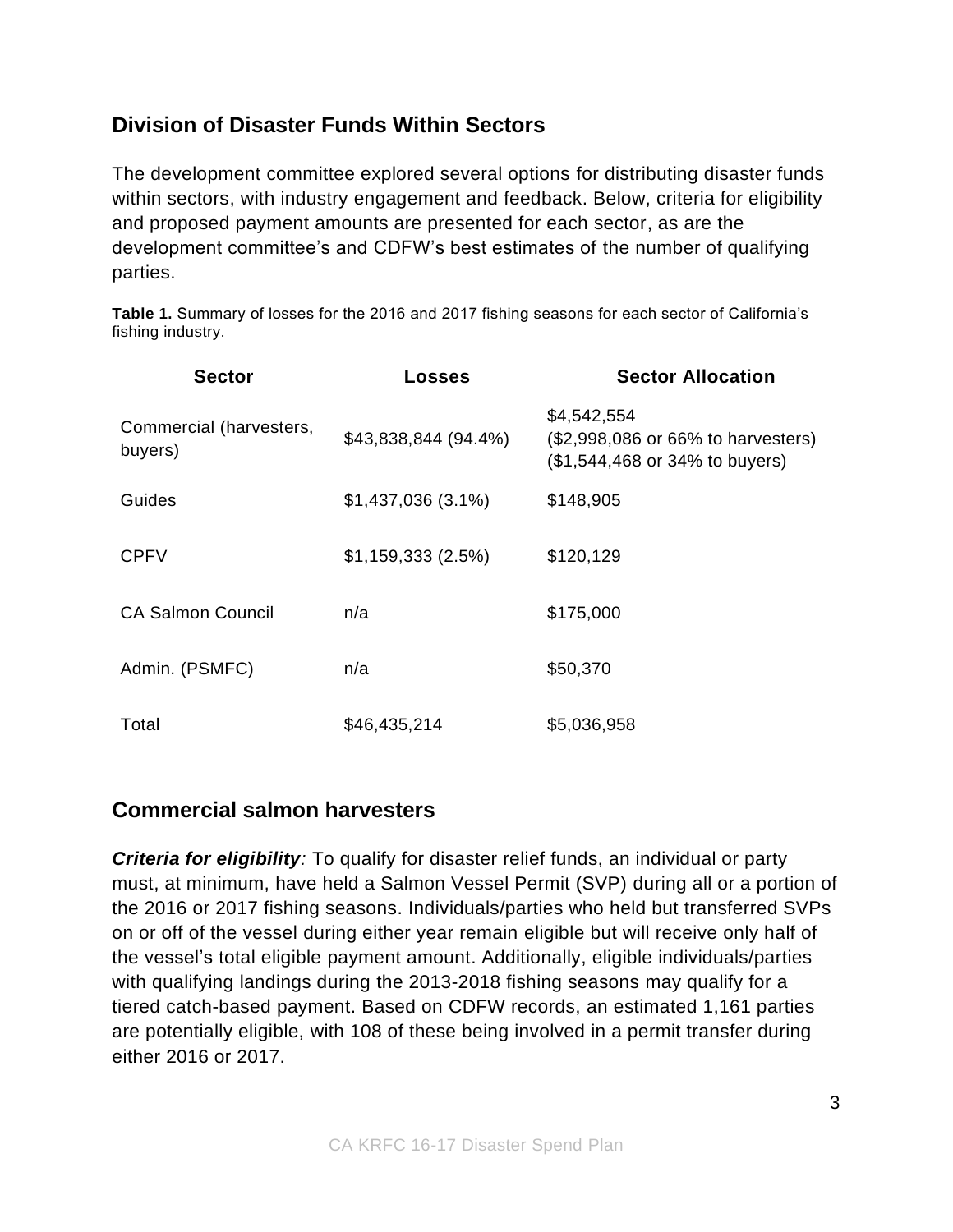## Division of Disaster Funds Within Sectors

The development committee explored several options for distributing disaster funds within sectors, with industry engagement and feedback. Below, criteria for eligibility and proposed payment amounts are presented for each sector, as are the development committee's and CDFW's best estimates of the number of qualifying parties.

**Table 1.** Summary of losses for the 2016 and 2017 fishing seasons for each sector of California's fishing industry.

| Sector | Losses | Sector Allocation |
|---|---|---|
| Commercial (harvesters, buyers) | $43,838,844 (94.4%) | $4,542,554<br>($2,998,086 or 66% to harvesters)<br>($1,544,468 or 34% to buyers) |
| Guides | $1,437,036 (3.1%) | $148,905 |
| CPFV | $1,159,333 (2.5%) | $120,129 |
| CA Salmon Council | n/a | $175,000 |
| Admin. (PSMFC) | n/a | $50,370 |
| Total | $46,435,214 | $5,036,958 |

## Commercial salmon harvesters

***Criteria for eligibility**:* To qualify for disaster relief funds, an individual or party must, at minimum, have held a Salmon Vessel Permit (SVP) during all or a portion of the 2016 or 2017 fishing seasons. Individuals/parties who held but transferred SVPs on or off of the vessel during either year remain eligible but will receive only half of the vessel's total eligible payment amount. Additionally, eligible individuals/parties with qualifying landings during the 2013-2018 fishing seasons may qualify for a tiered catch-based payment. Based on CDFW records, an estimated 1,161 parties are potentially eligible, with 108 of these being involved in a permit transfer during either 2016 or 2017.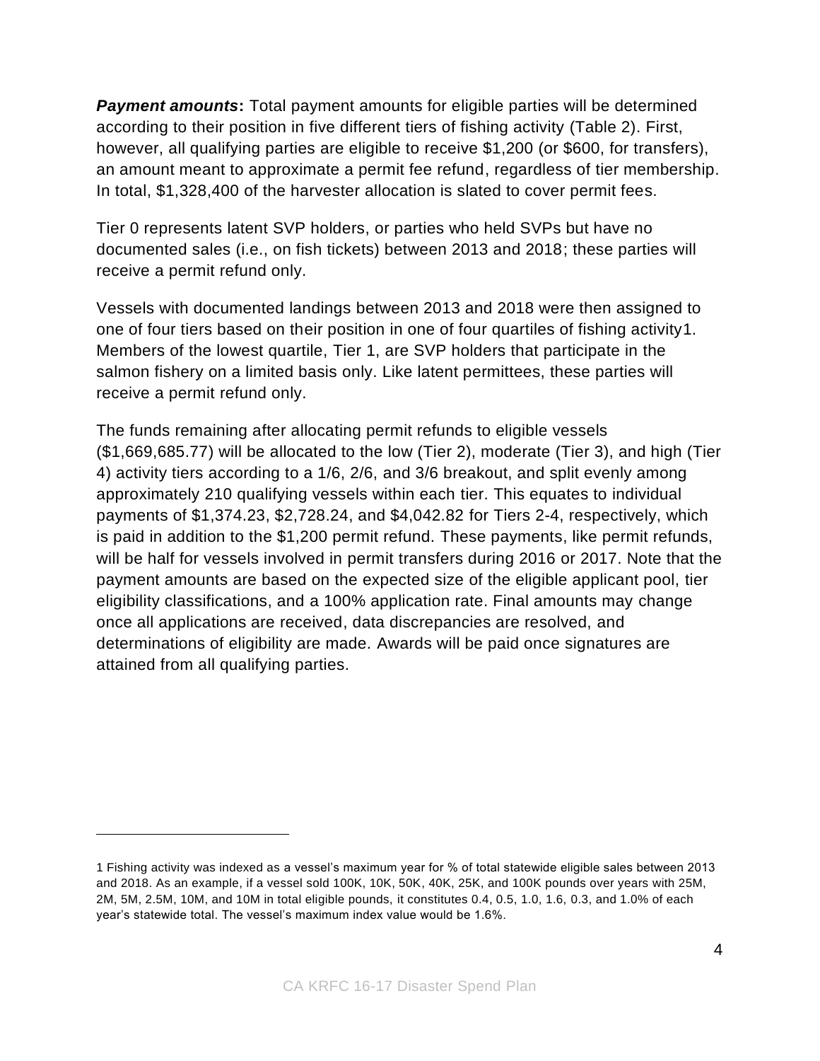***Payment amounts*****:** Total payment amounts for eligible parties will be determined according to their position in five different tiers of fishing activity (Table 2). First, however, all qualifying parties are eligible to receive $1,200 (or $600, for transfers), an amount meant to approximate a permit fee refund, regardless of tier membership. In total, $1,328,400 of the harvester allocation is slated to cover permit fees.

Tier 0 represents latent SVP holders, or parties who held SVPs but have no documented sales (i.e., on fish tickets) between 2013 and 2018; these parties will receive a permit refund only.

Vessels with documented landings between 2013 and 2018 were then assigned to one of four tiers based on their position in one of four quartiles of fishing activity[1]. Members of the lowest quartile, Tier 1, are SVP holders that participate in the salmon fishery on a limited basis only. Like latent permittees, these parties will receive a permit refund only.

The funds remaining after allocating permit refunds to eligible vessels ($1,669,685.77) will be allocated to the low (Tier 2), moderate (Tier 3), and high (Tier 4) activity tiers according to a 1/6, 2/6, and 3/6 breakout, and split evenly among approximately 210 qualifying vessels within each tier. This equates to individual payments of $1,374.23, $2,728.24, and $4,042.82 for Tiers 2-4, respectively, which is paid in addition to the $1,200 permit refund. These payments, like permit refunds, will be half for vessels involved in permit transfers during 2016 or 2017. Note that the payment amounts are based on the expected size of the eligible applicant pool, tier eligibility classifications, and a 100% application rate. Final amounts may change once all applications are received, data discrepancies are resolved, and determinations of eligibility are made. Awards will be paid once signatures are attained from all qualifying parties.

---

[1] Fishing activity was indexed as a vessel's maximum year for % of total statewide eligible sales between 2013 and 2018. As an example, if a vessel sold 100K, 10K, 50K, 40K, 25K, and 100K pounds over years with 25M, 2M, 5M, 2.5M, 10M, and 10M in total eligible pounds, it constitutes 0.4, 0.5, 1.0, 1.6, 0.3, and 1.0% of each year's statewide total. The vessel's maximum index value would be 1.6%.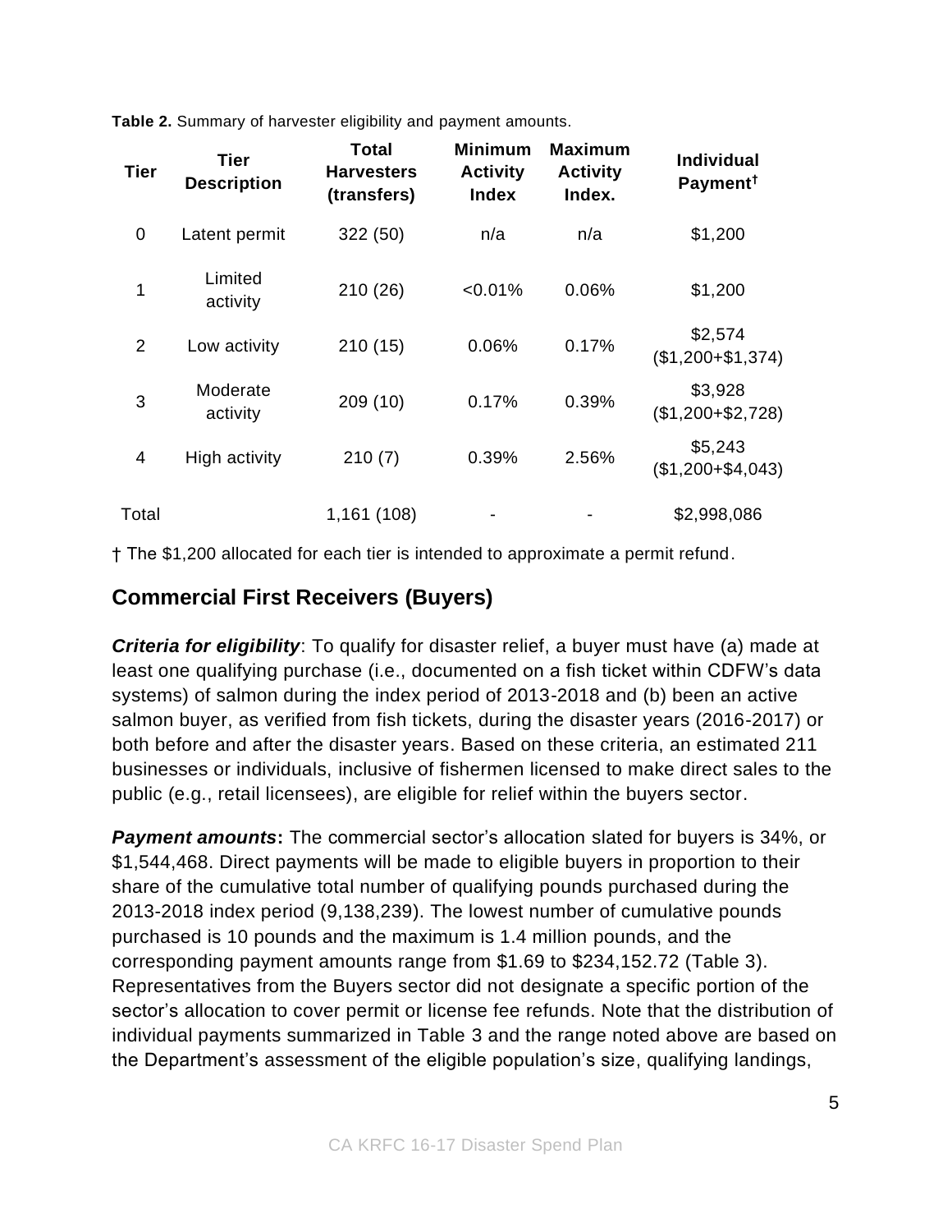**Table 2.** Summary of harvester eligibility and payment amounts.

| Tier | Tier Description | Total Harvesters (transfers) | Minimum Activity Index | Maximum Activity Index. | Individual Payment† |
|---|---|---|---|---|---|
| 0 | Latent permit | 322 (50) | n/a | n/a | $1,200 |
| 1 | Limited activity | 210 (26) | <0.01% | 0.06% | $1,200 |
| 2 | Low activity | 210 (15) | 0.06% | 0.17% | $2,574 ($1,200+$1,374) |
| 3 | Moderate activity | 209 (10) | 0.17% | 0.39% | $3,928 ($1,200+$2,728) |
| 4 | High activity | 210 (7) | 0.39% | 2.56% | $5,243 ($1,200+$4,043) |
| Total | | 1,161 (108) | - | - | $2,998,086 |

† The $1,200 allocated for each tier is intended to approximate a permit refund.

## Commercial First Receivers (Buyers)

***Criteria for eligibility***: To qualify for disaster relief, a buyer must have (a) made at least one qualifying purchase (i.e., documented on a fish ticket within CDFW's data systems) of salmon during the index period of 2013-2018 and (b) been an active salmon buyer, as verified from fish tickets, during the disaster years (2016-2017) or both before and after the disaster years. Based on these criteria, an estimated 211 businesses or individuals, inclusive of fishermen licensed to make direct sales to the public (e.g., retail licensees), are eligible for relief within the buyers sector.

***Payment amounts*****:** The commercial sector's allocation slated for buyers is 34%, or $1,544,468. Direct payments will be made to eligible buyers in proportion to their share of the cumulative total number of qualifying pounds purchased during the 2013-2018 index period (9,138,239). The lowest number of cumulative pounds purchased is 10 pounds and the maximum is 1.4 million pounds, and the corresponding payment amounts range from $1.69 to $234,152.72 (Table 3). Representatives from the Buyers sector did not designate a specific portion of the sector's allocation to cover permit or license fee refunds. Note that the distribution of individual payments summarized in Table 3 and the range noted above are based on the Department's assessment of the eligible population's size, qualifying landings,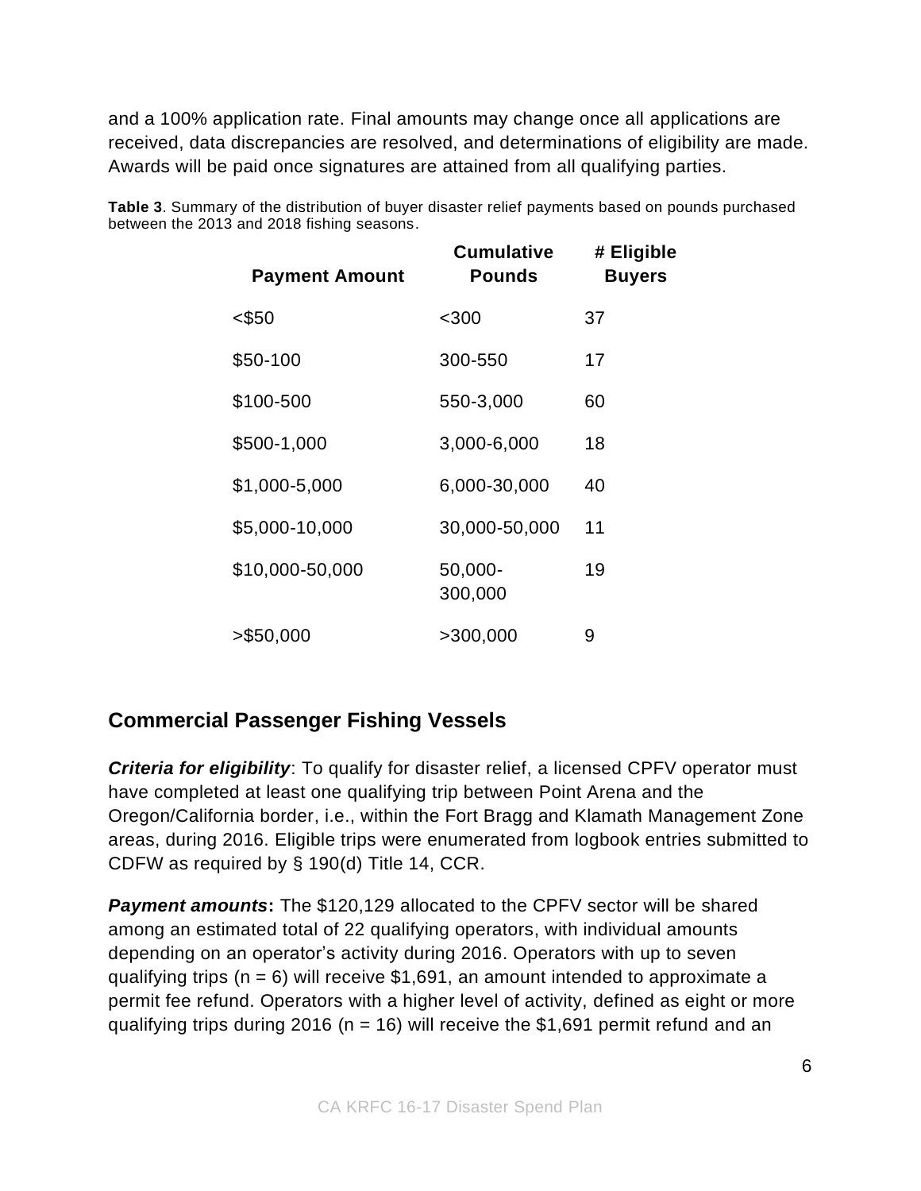and a 100% application rate. Final amounts may change once all applications are received, data discrepancies are resolved, and determinations of eligibility are made. Awards will be paid once signatures are attained from all qualifying parties.

**Table 3**. Summary of the distribution of buyer disaster relief payments based on pounds purchased between the 2013 and 2018 fishing seasons.

| Payment Amount | Cumulative Pounds | # Eligible Buyers |
|---|---|---|
| <$50 | <300 | 37 |
| $50-100 | 300-550 | 17 |
| $100-500 | 550-3,000 | 60 |
| $500-1,000 | 3,000-6,000 | 18 |
| $1,000-5,000 | 6,000-30,000 | 40 |
| $5,000-10,000 | 30,000-50,000 | 11 |
| $10,000-50,000 | 50,000-300,000 | 19 |
| >$50,000 | >300,000 | 9 |

## Commercial Passenger Fishing Vessels

***Criteria for eligibility***: To qualify for disaster relief, a licensed CPFV operator must have completed at least one qualifying trip between Point Arena and the Oregon/California border, i.e., within the Fort Bragg and Klamath Management Zone areas, during 2016. Eligible trips were enumerated from logbook entries submitted to CDFW as required by § 190(d) Title 14, CCR.

***Payment amounts*****:** The $120,129 allocated to the CPFV sector will be shared among an estimated total of 22 qualifying operators, with individual amounts depending on an operator's activity during 2016. Operators with up to seven qualifying trips (n = 6) will receive $1,691, an amount intended to approximate a permit fee refund. Operators with a higher level of activity, defined as eight or more qualifying trips during 2016 (n = 16) will receive the $1,691 permit refund and an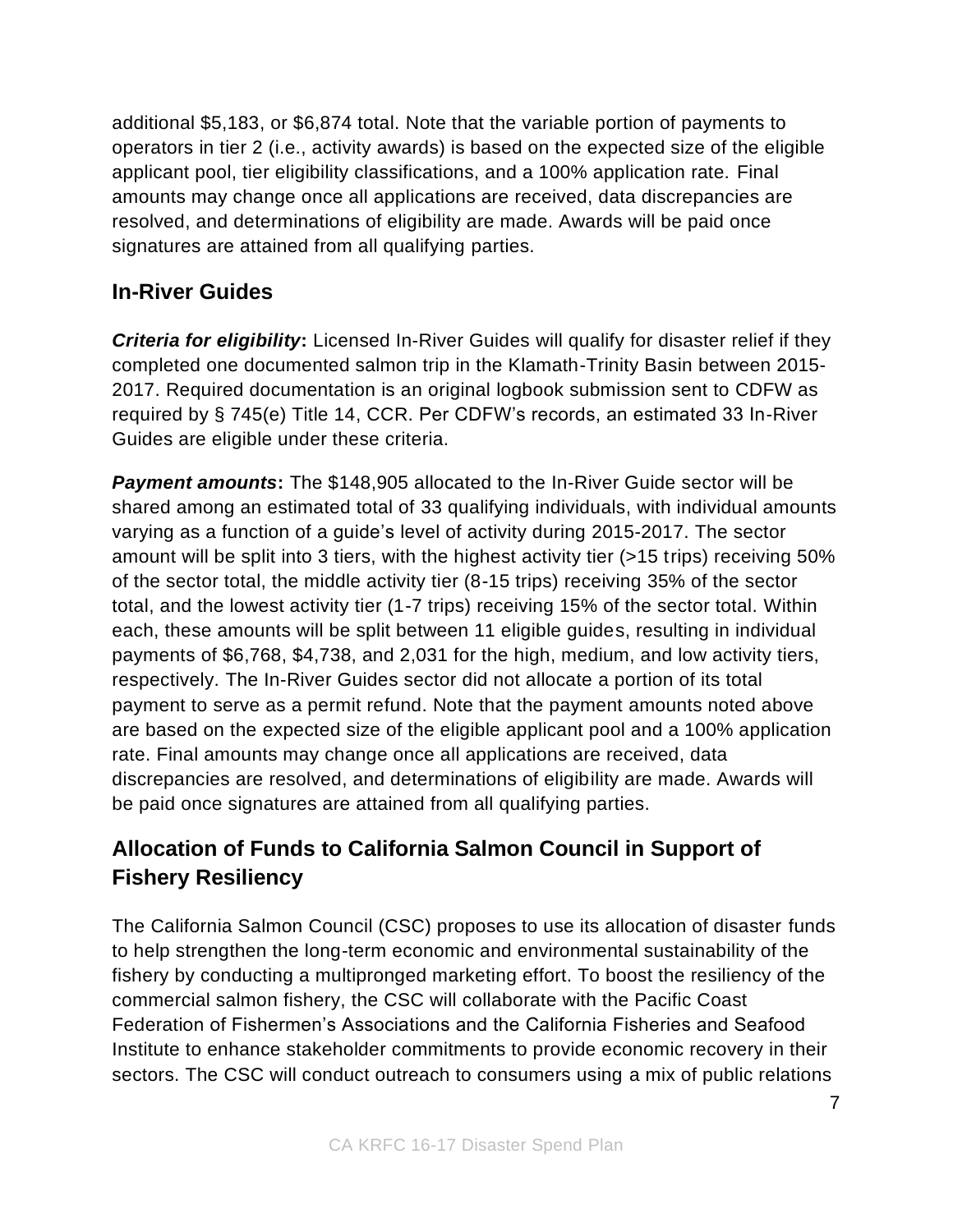additional $5,183, or $6,874 total. Note that the variable portion of payments to operators in tier 2 (i.e., activity awards) is based on the expected size of the eligible applicant pool, tier eligibility classifications, and a 100% application rate. Final amounts may change once all applications are received, data discrepancies are resolved, and determinations of eligibility are made. Awards will be paid once signatures are attained from all qualifying parties.

## In-River Guides

***Criteria for eligibility*:** Licensed In-River Guides will qualify for disaster relief if they completed one documented salmon trip in the Klamath-Trinity Basin between 2015-2017. Required documentation is an original logbook submission sent to CDFW as required by § 745(e) Title 14, CCR. Per CDFW's records, an estimated 33 In-River Guides are eligible under these criteria.

***Payment amounts*:** The $148,905 allocated to the In-River Guide sector will be shared among an estimated total of 33 qualifying individuals, with individual amounts varying as a function of a guide's level of activity during 2015-2017. The sector amount will be split into 3 tiers, with the highest activity tier (>15 trips) receiving 50% of the sector total, the middle activity tier (8-15 trips) receiving 35% of the sector total, and the lowest activity tier (1-7 trips) receiving 15% of the sector total. Within each, these amounts will be split between 11 eligible guides, resulting in individual payments of $6,768, $4,738, and 2,031 for the high, medium, and low activity tiers, respectively. The In-River Guides sector did not allocate a portion of its total payment to serve as a permit refund. Note that the payment amounts noted above are based on the expected size of the eligible applicant pool and a 100% application rate. Final amounts may change once all applications are received, data discrepancies are resolved, and determinations of eligibility are made. Awards will be paid once signatures are attained from all qualifying parties.

## Allocation of Funds to California Salmon Council in Support of Fishery Resiliency

The California Salmon Council (CSC) proposes to use its allocation of disaster funds to help strengthen the long-term economic and environmental sustainability of the fishery by conducting a multipronged marketing effort. To boost the resiliency of the commercial salmon fishery, the CSC will collaborate with the Pacific Coast Federation of Fishermen's Associations and the California Fisheries and Seafood Institute to enhance stakeholder commitments to provide economic recovery in their sectors. The CSC will conduct outreach to consumers using a mix of public relations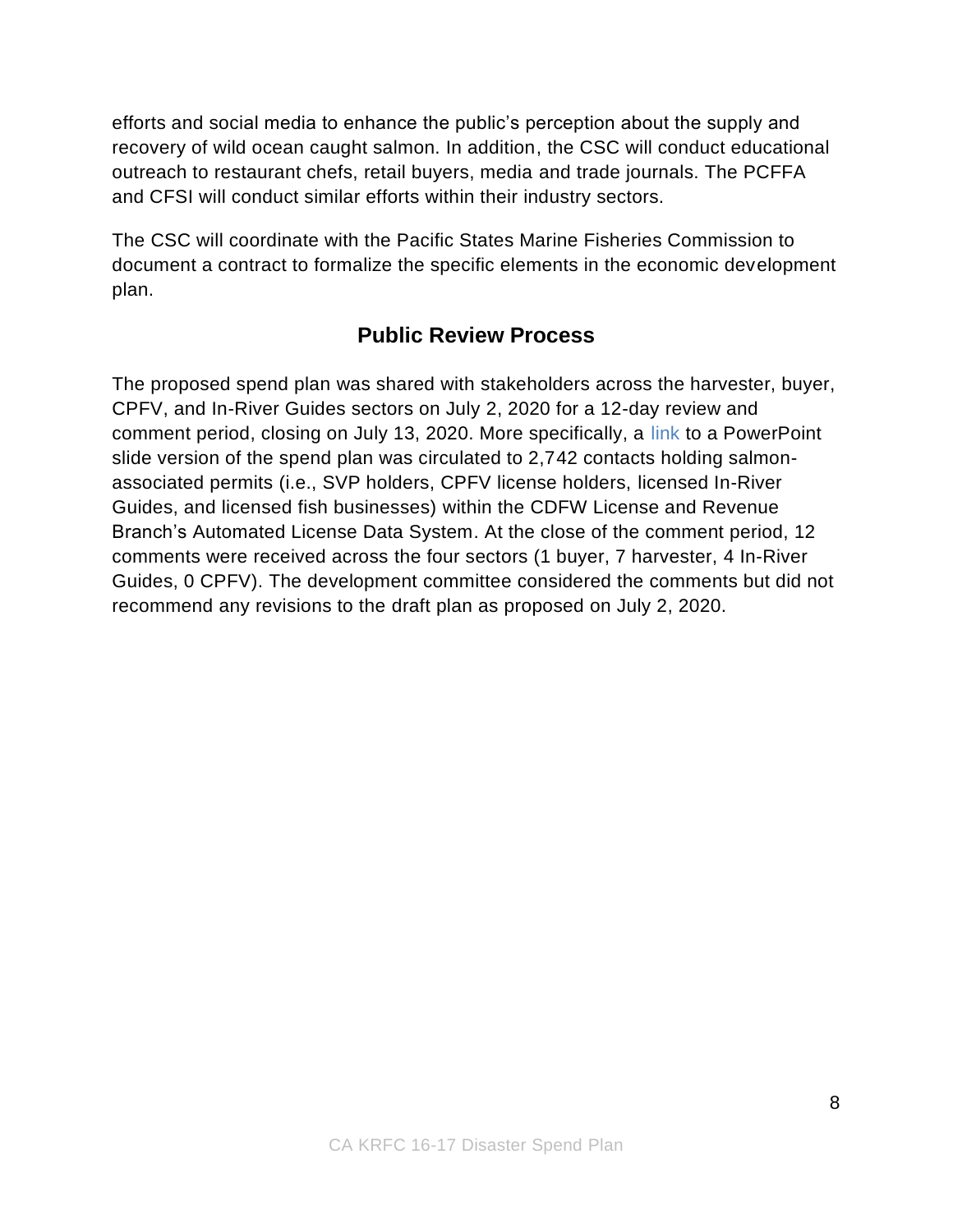efforts and social media to enhance the public's perception about the supply and recovery of wild ocean caught salmon. In addition, the CSC will conduct educational outreach to restaurant chefs, retail buyers, media and trade journals. The PCFFA and CFSI will conduct similar efforts within their industry sectors.

The CSC will coordinate with the Pacific States Marine Fisheries Commission to document a contract to formalize the specific elements in the economic development plan.

## Public Review Process

The proposed spend plan was shared with stakeholders across the harvester, buyer, CPFV, and In-River Guides sectors on July 2, 2020 for a 12-day review and comment period, closing on July 13, 2020. More specifically, a link to a PowerPoint slide version of the spend plan was circulated to 2,742 contacts holding salmon-associated permits (i.e., SVP holders, CPFV license holders, licensed In-River Guides, and licensed fish businesses) within the CDFW License and Revenue Branch's Automated License Data System. At the close of the comment period, 12 comments were received across the four sectors (1 buyer, 7 harvester, 4 In-River Guides, 0 CPFV). The development committee considered the comments but did not recommend any revisions to the draft plan as proposed on July 2, 2020.